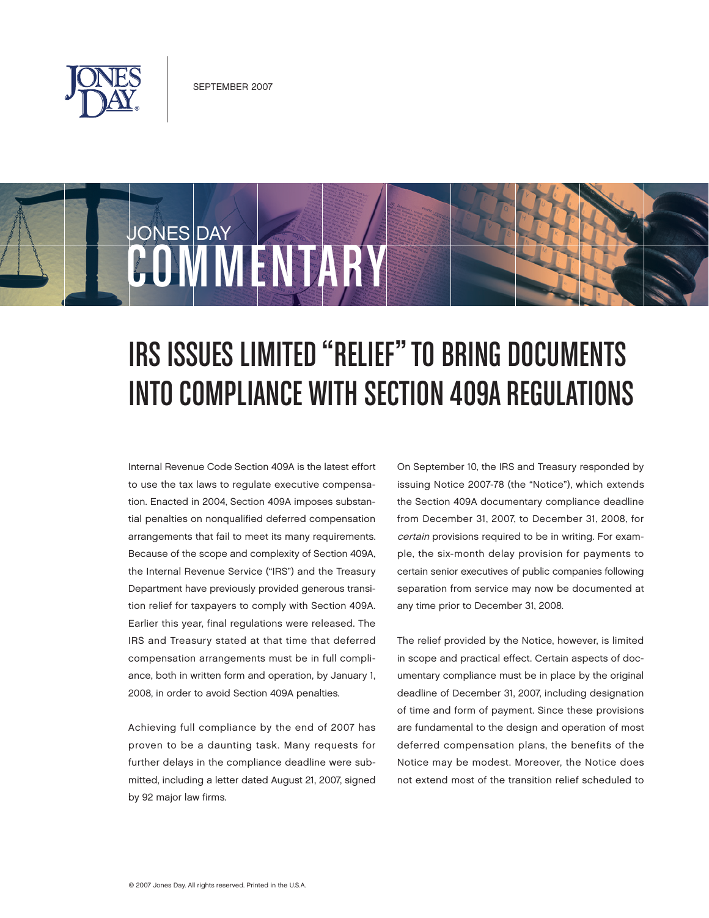SEPTEMBER 2007

JONES DAY COMMENTARY

# IRS ISSUES LIMITED "RELIEF" TO BRING DOCUMENTS INTO COMPLIANCE WITH SECTION 409A REGULATIONS

Internal Revenue Code Section 409A is the latest effort to use the tax laws to regulate executive compensation. Enacted in 2004, Section 409A imposes substantial penalties on nonqualified deferred compensation arrangements that fail to meet its many requirements. Because of the scope and complexity of Section 409A, the Internal Revenue Service ("IRS") and the Treasury Department have previously provided generous transition relief for taxpayers to comply with Section 409A. Earlier this year, final regulations were released. The IRS and Treasury stated at that time that deferred compensation arrangements must be in full compliance, both in written form and operation, by January 1, 2008, in order to avoid Section 409A penalties.

Achieving full compliance by the end of 2007 has proven to be a daunting task. Many requests for further delays in the compliance deadline were submitted, including a letter dated August 21, 2007, signed by 92 major law firms.

On September 10, the IRS and Treasury responded by issuing Notice 2007-78 (the "Notice"), which extends the Section 409A documentary compliance deadline from December 31, 2007, to December 31, 2008, for *certain* provisions required to be in writing. For example, the six-month delay provision for payments to certain senior executives of public companies following separation from service may now be documented at any time prior to December 31, 2008.

The relief provided by the Notice, however, is limited in scope and practical effect. Certain aspects of documentary compliance must be in place by the original deadline of December 31, 2007, including designation of time and form of payment. Since these provisions are fundamental to the design and operation of most deferred compensation plans, the benefits of the Notice may be modest. Moreover, the Notice does not extend most of the transition relief scheduled to

© 2007 Jones Day. All rights reserved. Printed in the U.S.A.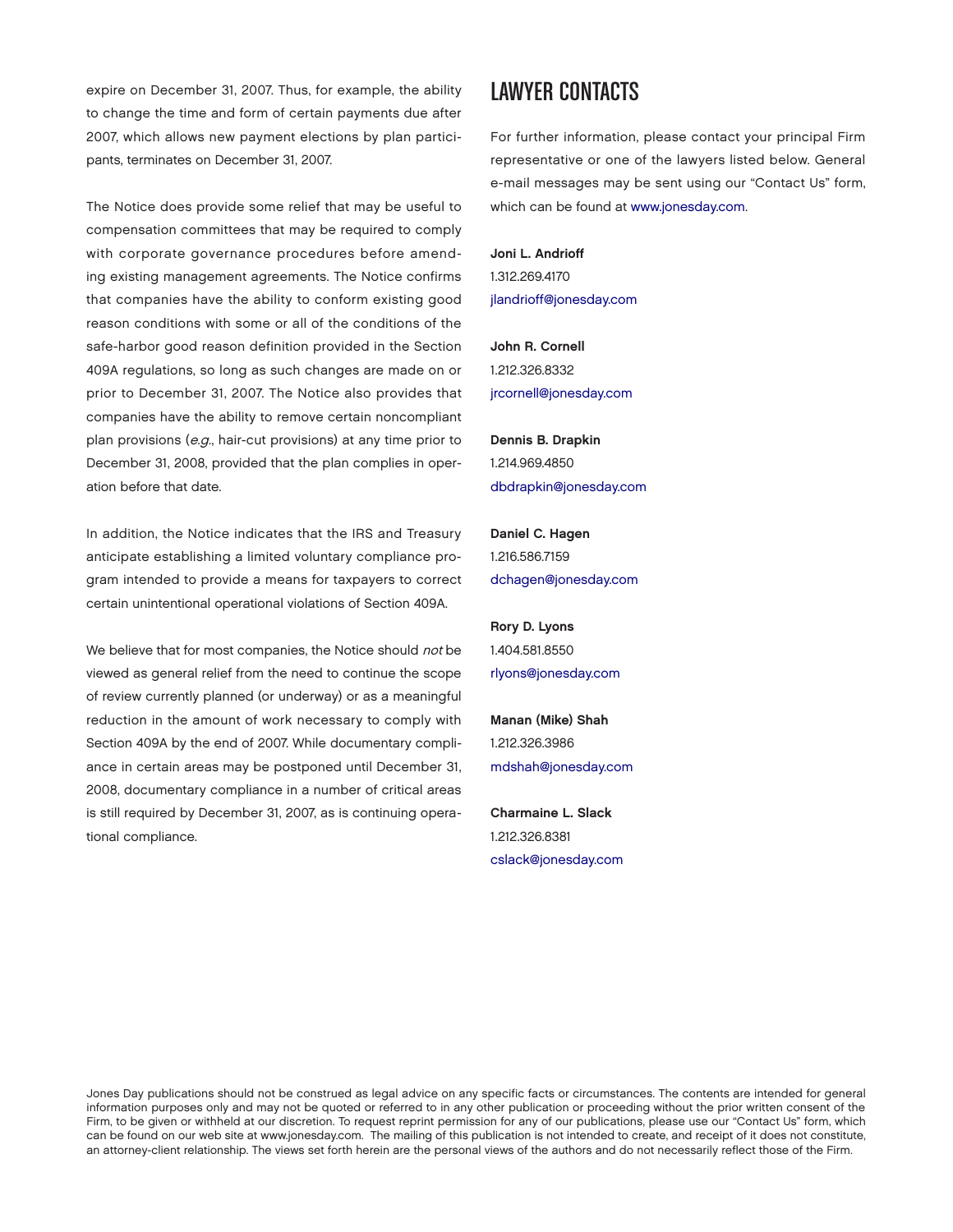expire on December 31, 2007. Thus, for example, the ability to change the time and form of certain payments due after 2007, which allows new payment elections by plan participants, terminates on December 31, 2007.

The Notice does provide some relief that may be useful to compensation committees that may be required to comply with corporate governance procedures before amending existing management agreements. The Notice confirms that companies have the ability to conform existing good reason conditions with some or all of the conditions of the safe-harbor good reason definition provided in the Section 409A regulations, so long as such changes are made on or prior to December 31, 2007. The Notice also provides that companies have the ability to remove certain noncompliant plan provisions (*e.g.*, hair-cut provisions) at any time prior to December 31, 2008, provided that the plan complies in operation before that date.

In addition, the Notice indicates that the IRS and Treasury anticipate establishing a limited voluntary compliance program intended to provide a means for taxpayers to correct certain unintentional operational violations of Section 409A.

We believe that for most companies, the Notice should *not* be viewed as general relief from the need to continue the scope of review currently planned (or underway) or as a meaningful reduction in the amount of work necessary to comply with Section 409A by the end of 2007. While documentary compliance in certain areas may be postponed until December 31, 2008, documentary compliance in a number of critical areas is still required by December 31, 2007, as is continuing operational compliance.

## LAWYER CONTACTS

For further information, please contact your principal Firm representative or one of the lawyers listed below. General e-mail messages may be sent using our "Contact Us" form, which can be found at www.jonesday.com.

**Joni L. Andrioff**
1.312.269.4170
jlandrioff@jonesday.com

**John R. Cornell**
1.212.326.8332
jrcornell@jonesday.com

**Dennis B. Drapkin**
1.214.969.4850
dbdrapkin@jonesday.com

**Daniel C. Hagen**
1.216.586.7159
dchagen@jonesday.com

**Rory D. Lyons**
1.404.581.8550
rlyons@jonesday.com

**Manan (Mike) Shah**
1.212.326.3986
mdshah@jonesday.com

**Charmaine L. Slack**
1.212.326.8381
cslack@jonesday.com

Jones Day publications should not be construed as legal advice on any specific facts or circumstances. The contents are intended for general information purposes only and may not be quoted or referred to in any other publication or proceeding without the prior written consent of the Firm, to be given or withheld at our discretion. To request reprint permission for any of our publications, please use our "Contact Us" form, which can be found on our web site at www.jonesday.com. The mailing of this publication is not intended to create, and receipt of it does not constitute, an attorney-client relationship. The views set forth herein are the personal views of the authors and do not necessarily reflect those of the Firm.